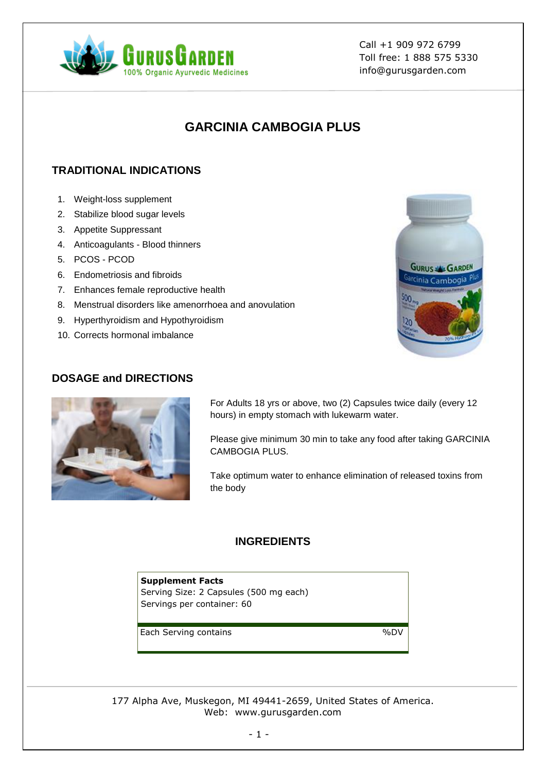Call +1 909 972 6799
Toll free: 1 888 575 5330
info@gurusgarden.com

# GARCINIA CAMBOGIA PLUS

## TRADITIONAL INDICATIONS

1. Weight-loss supplement
2. Stabilize blood sugar levels
3. Appetite Suppressant
4. Anticoagulants - Blood thinners
5. PCOS - PCOD
6. Endometriosis and fibroids
7. Enhances female reproductive health
8. Menstrual disorders like amenorrhoea and anovulation
9. Hyperthyroidism and Hypothyroidism
10. Corrects hormonal imbalance

## DOSAGE and DIRECTIONS

For Adults 18 yrs or above, two (2) Capsules twice daily (every 12 hours) in empty stomach with lukewarm water.

Please give minimum 30 min to take any food after taking GARCINIA CAMBOGIA PLUS.

Take optimum water to enhance elimination of released toxins from the body

## INGREDIENTS

**Supplement Facts**
Serving Size: 2 Capsules (500 mg each)
Servings per container: 60

| Each Serving contains | %DV |
|---|---|

177 Alpha Ave, Muskegon, MI 49441-2659, United States of America.
Web: www.gurusgarden.com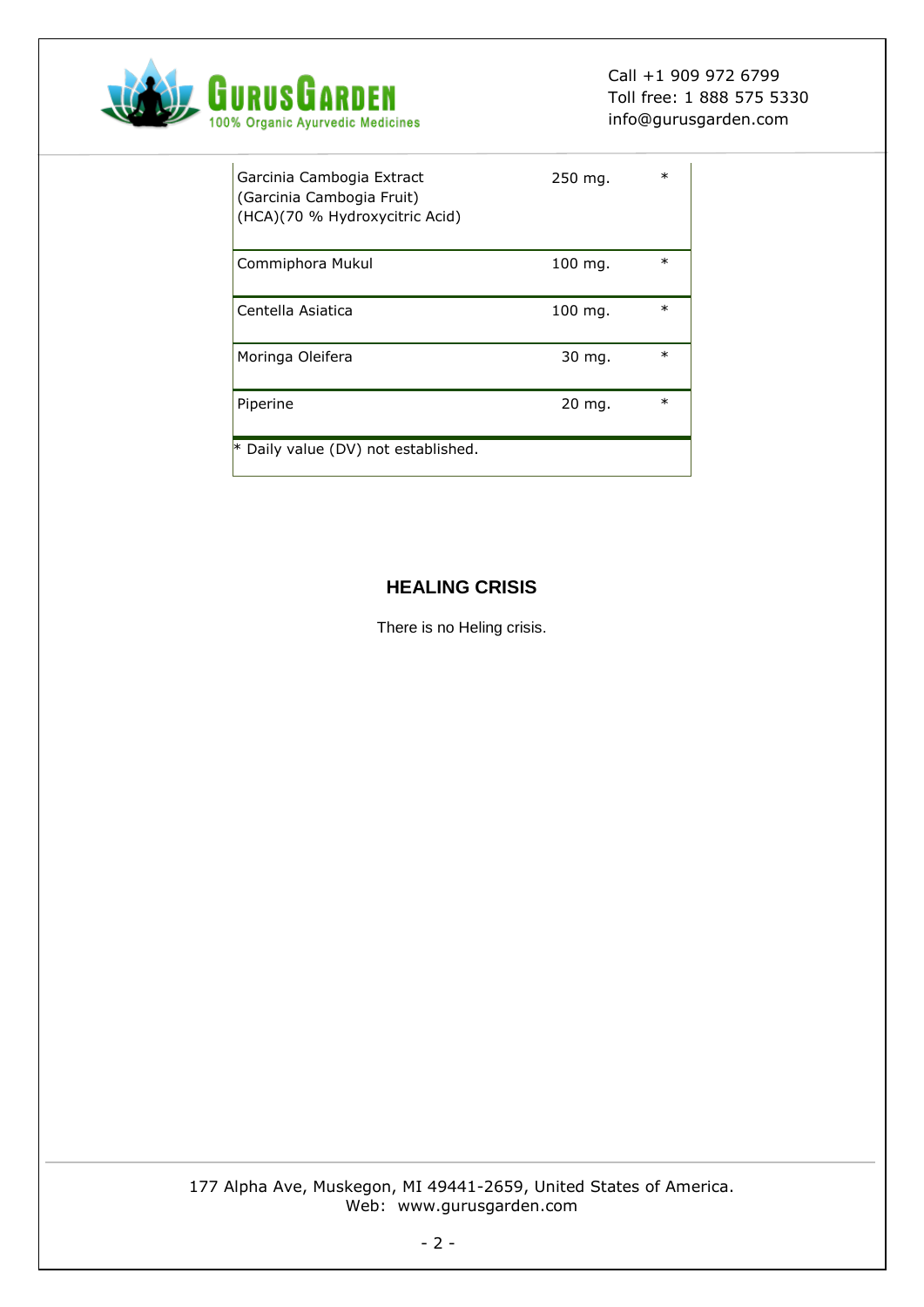| | | |
|---|---|---|
| Garcinia Cambogia Extract (Garcinia Cambogia Fruit) (HCA)(70 % Hydroxycitric Acid) | 250 mg. | * |
| Commiphora Mukul | 100 mg. | * |
| Centella Asiatica | 100 mg. | * |
| Moringa Oleifera | 30 mg. | * |
| Piperine | 20 mg. | * |

* Daily value (DV) not established.

## HEALING CRISIS

There is no Heling crisis.